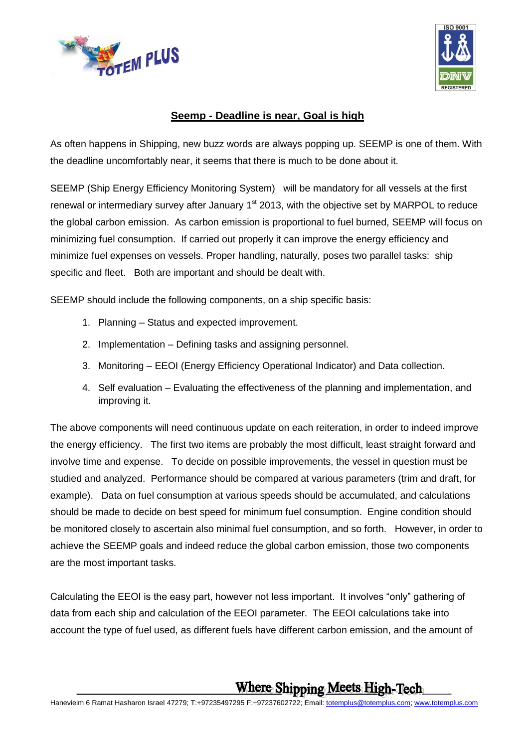## Seemp - Deadline is near, Goal is high

As often happens in Shipping, new buzz words are always popping up. SEEMP is one of them. With the deadline uncomfortably near, it seems that there is much to be done about it.

SEEMP (Ship Energy Efficiency Monitoring System) will be mandatory for all vessels at the first renewal or intermediary survey after January 1st 2013, with the objective set by MARPOL to reduce the global carbon emission. As carbon emission is proportional to fuel burned, SEEMP will focus on minimizing fuel consumption. If carried out properly it can improve the energy efficiency and minimize fuel expenses on vessels. Proper handling, naturally, poses two parallel tasks: ship specific and fleet. Both are important and should be dealt with.

SEEMP should include the following components, on a ship specific basis:

1. Planning – Status and expected improvement.
2. Implementation – Defining tasks and assigning personnel.
3. Monitoring – EEOI (Energy Efficiency Operational Indicator) and Data collection.
4. Self evaluation – Evaluating the effectiveness of the planning and implementation, and improving it.

The above components will need continuous update on each reiteration, in order to indeed improve the energy efficiency. The first two items are probably the most difficult, least straight forward and involve time and expense. To decide on possible improvements, the vessel in question must be studied and analyzed. Performance should be compared at various parameters (trim and draft, for example). Data on fuel consumption at various speeds should be accumulated, and calculations should be made to decide on best speed for minimum fuel consumption. Engine condition should be monitored closely to ascertain also minimal fuel consumption, and so forth. However, in order to achieve the SEEMP goals and indeed reduce the global carbon emission, those two components are the most important tasks.

Calculating the EEOI is the easy part, however not less important. It involves "only" gathering of data from each ship and calculation of the EEOI parameter. The EEOI calculations take into account the type of fuel used, as different fuels have different carbon emission, and the amount of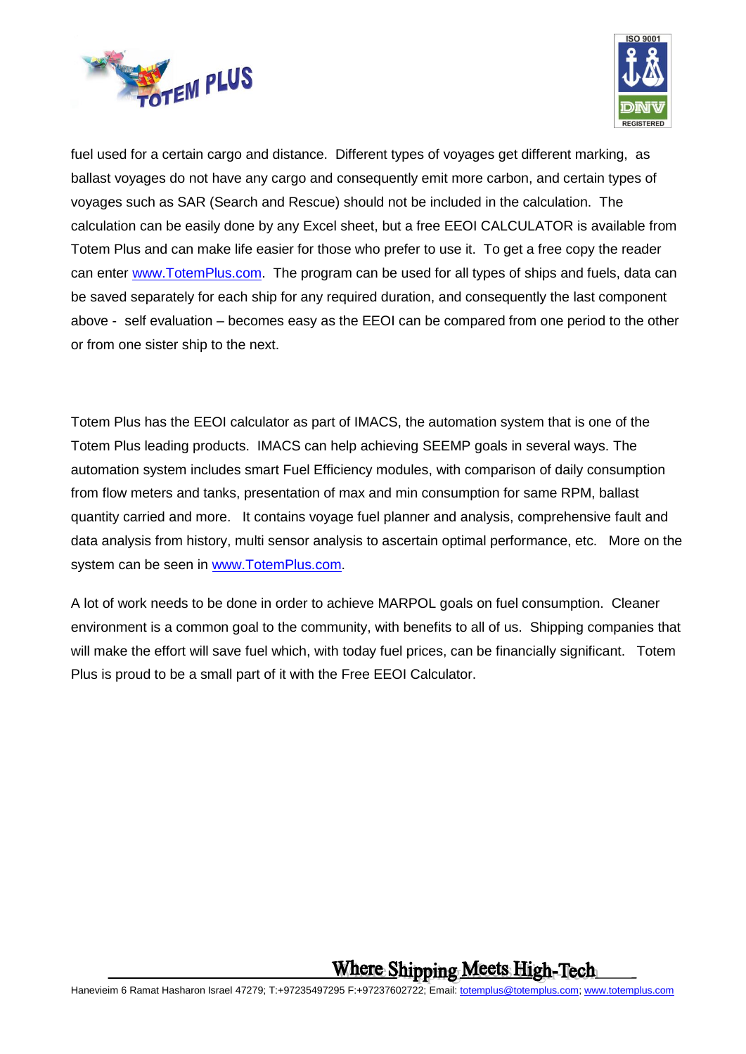fuel used for a certain cargo and distance. Different types of voyages get different marking, as ballast voyages do not have any cargo and consequently emit more carbon, and certain types of voyages such as SAR (Search and Rescue) should not be included in the calculation. The calculation can be easily done by any Excel sheet, but a free EEOI CALCULATOR is available from Totem Plus and can make life easier for those who prefer to use it. To get a free copy the reader can enter www.TotemPlus.com. The program can be used for all types of ships and fuels, data can be saved separately for each ship for any required duration, and consequently the last component above - self evaluation – becomes easy as the EEOI can be compared from one period to the other or from one sister ship to the next.

Totem Plus has the EEOI calculator as part of IMACS, the automation system that is one of the Totem Plus leading products. IMACS can help achieving SEEMP goals in several ways. The automation system includes smart Fuel Efficiency modules, with comparison of daily consumption from flow meters and tanks, presentation of max and min consumption for same RPM, ballast quantity carried and more. It contains voyage fuel planner and analysis, comprehensive fault and data analysis from history, multi sensor analysis to ascertain optimal performance, etc. More on the system can be seen in www.TotemPlus.com.

A lot of work needs to be done in order to achieve MARPOL goals on fuel consumption. Cleaner environment is a common goal to the community, with benefits to all of us. Shipping companies that will make the effort will save fuel which, with today fuel prices, can be financially significant. Totem Plus is proud to be a small part of it with the Free EEOI Calculator.